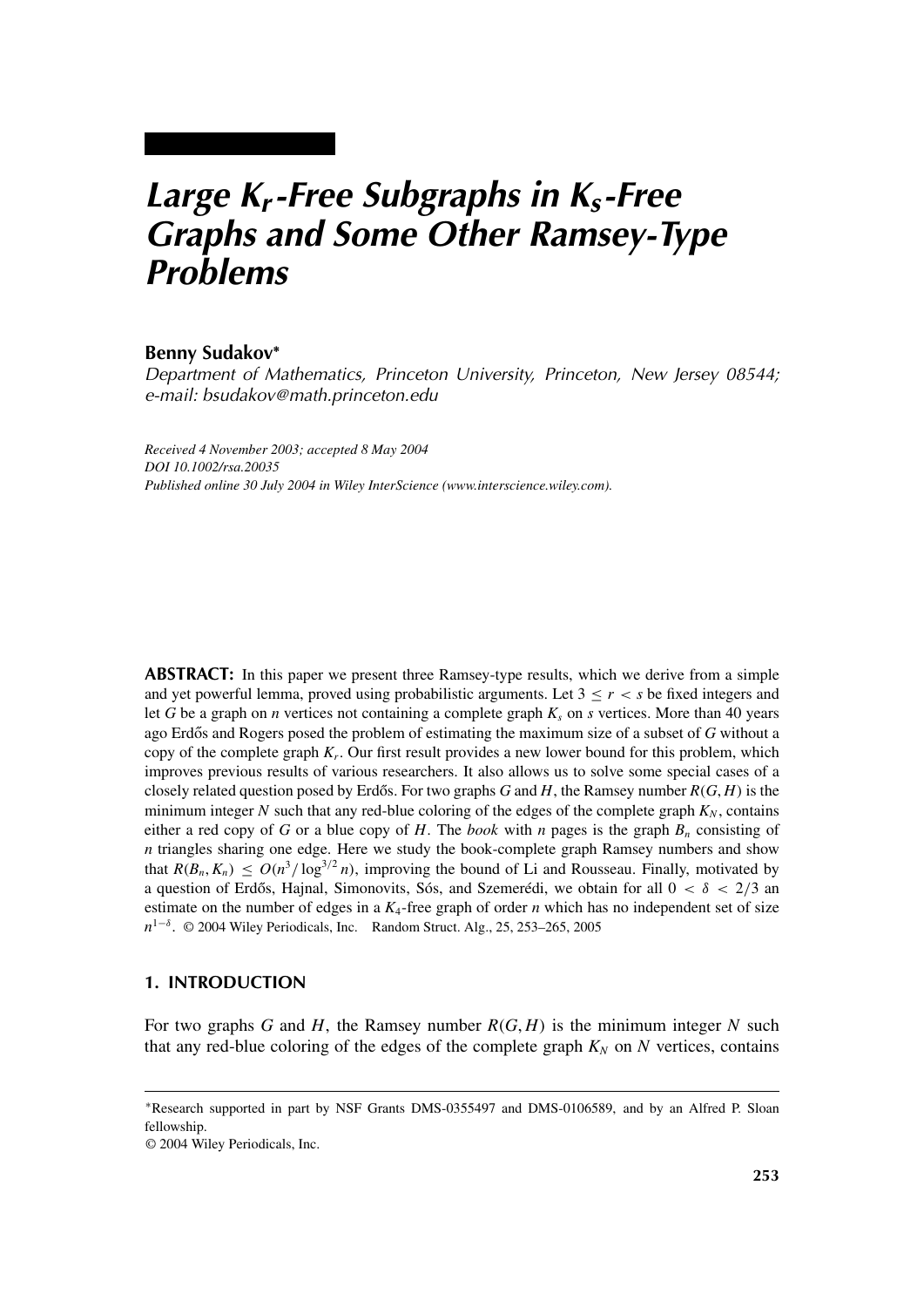# Large $K_r$-Free Subgraphs in $K_s$-Free Graphs and Some Other Ramsey-Type Problems

**Benny Sudakov***

*Department of Mathematics, Princeton University, Princeton, New Jersey 08544; e-mail: bsudakov@math.princeton.edu*

*Received 4 November 2003; accepted 8 May 2004*
*DOI 10.1002/rsa.20035*
*Published online 30 July 2004 in Wiley InterScience (www.interscience.wiley.com).*

**ABSTRACT:** In this paper we present three Ramsey-type results, which we derive from a simple and yet powerful lemma, proved using probabilistic arguments. Let $3 \leq r < s$ be fixed integers and let $G$ be a graph on $n$ vertices not containing a complete graph $K_s$ on $s$ vertices. More than 40 years ago Erdős and Rogers posed the problem of estimating the maximum size of a subset of $G$ without a copy of the complete graph $K_r$. Our first result provides a new lower bound for this problem, which improves previous results of various researchers. It also allows us to solve some special cases of a closely related question posed by Erdős. For two graphs $G$ and $H$, the Ramsey number $R(G, H)$ is the minimum integer $N$ such that any red-blue coloring of the edges of the complete graph $K_N$, contains either a red copy of $G$ or a blue copy of $H$. The *book* with $n$ pages is the graph $B_n$ consisting of $n$ triangles sharing one edge. Here we study the book-complete graph Ramsey numbers and show that $R(B_n, K_n) \leq O(n^3/\log^{3/2} n)$, improving the bound of Li and Rousseau. Finally, motivated by a question of Erdős, Hajnal, Simonovits, Sós, and Szemerédi, we obtain for all $0 < \delta < 2/3$ an estimate on the number of edges in a $K_4$-free graph of order $n$ which has no independent set of size $n^{1-\delta}$. © 2004 Wiley Periodicals, Inc. Random Struct. Alg., 25, 253–265, 2005

## 1. INTRODUCTION

For two graphs $G$ and $H$, the Ramsey number $R(G, H)$ is the minimum integer $N$ such that any red-blue coloring of the edges of the complete graph $K_N$ on $N$ vertices, contains

---

*Research supported in part by NSF Grants DMS-0355497 and DMS-0106589, and by an Alfred P. Sloan fellowship.

© 2004 Wiley Periodicals, Inc.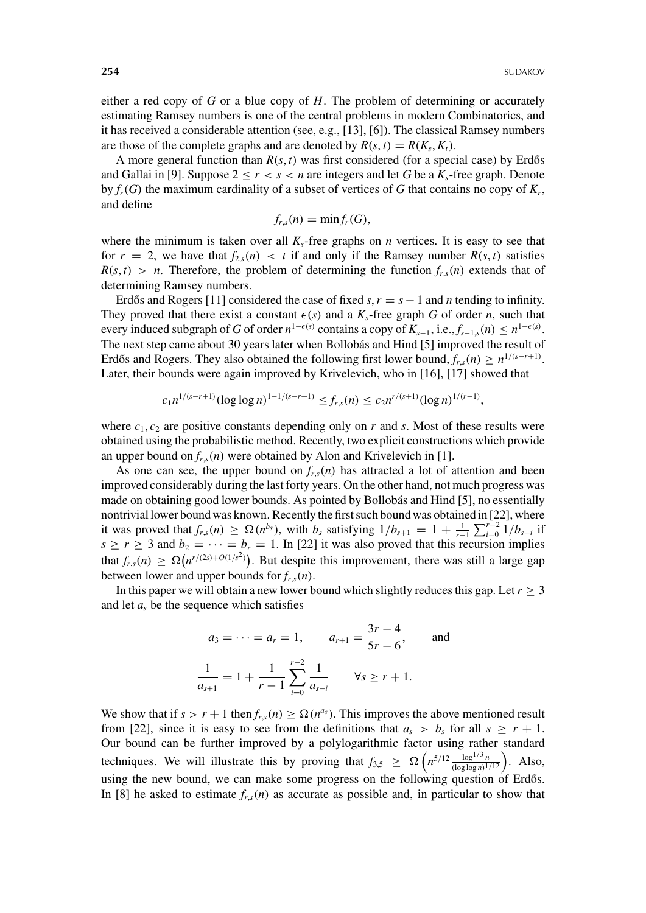either a red copy of $G$ or a blue copy of $H$. The problem of determining or accurately estimating Ramsey numbers is one of the central problems in modern Combinatorics, and it has received a considerable attention (see, e.g., [13], [6]). The classical Ramsey numbers are those of the complete graphs and are denoted by $R(s,t) = R(K_s, K_t)$.

A more general function than $R(s,t)$ was first considered (for a special case) by Erdős and Gallai in [9]. Suppose $2 \le r < s < n$ are integers and let $G$ be a $K_s$-free graph. Denote by $f_r(G)$ the maximum cardinality of a subset of vertices of $G$ that contains no copy of $K_r$, and define

$$f_{r,s}(n) = \min f_r(G),$$

where the minimum is taken over all $K_s$-free graphs on $n$ vertices. It is easy to see that for $r = 2$, we have that $f_{2,s}(n) < t$ if and only if the Ramsey number $R(s,t)$ satisfies $R(s,t) > n$. Therefore, the problem of determining the function $f_{r,s}(n)$ extends that of determining Ramsey numbers.

Erdős and Rogers [11] considered the case of fixed $s$, $r = s-1$ and $n$ tending to infinity. They proved that there exist a constant $\epsilon(s)$ and a $K_s$-free graph $G$ of order $n$, such that every induced subgraph of $G$ of order $n^{1-\epsilon(s)}$ contains a copy of $K_{s-1}$, i.e., $f_{s-1,s}(n) \le n^{1-\epsilon(s)}$. The next step came about 30 years later when Bollobás and Hind [5] improved the result of Erdős and Rogers. They also obtained the following first lower bound, $f_{r,s}(n) \ge n^{1/(s-r+1)}$. Later, their bounds were again improved by Krivelevich, who in [16], [17] showed that

$$c_1 n^{1/(s-r+1)} (\log\log n)^{1-1/(s-r+1)} \le f_{r,s}(n) \le c_2 n^{r/(s+1)} (\log n)^{1/(r-1)},$$

where $c_1, c_2$ are positive constants depending only on $r$ and $s$. Most of these results were obtained using the probabilistic method. Recently, two explicit constructions which provide an upper bound on $f_{r,s}(n)$ were obtained by Alon and Krivelevich in [1].

As one can see, the upper bound on $f_{r,s}(n)$ has attracted a lot of attention and been improved considerably during the last forty years. On the other hand, not much progress was made on obtaining good lower bounds. As pointed by Bollobás and Hind [5], no essentially nontrivial lower bound was known. Recently the first such bound was obtained in [22], where it was proved that $f_{r,s}(n) \ge \Omega(n^{b_s})$, with $b_s$ satisfying $1/b_{s+1} = 1 + \frac{1}{r-1}\sum_{i=0}^{r-2} 1/b_{s-i}$ if $s \ge r \ge 3$ and $b_2 = \cdots = b_r = 1$. In [22] it was also proved that this recursion implies that $f_{r,s}(n) \ge \Omega\big(n^{r/(2s)+O(1/s^2)}\big)$. But despite this improvement, there was still a large gap between lower and upper bounds for $f_{r,s}(n)$.

In this paper we will obtain a new lower bound which slightly reduces this gap. Let $r \ge 3$ and let $a_s$ be the sequence which satisfies

$$a_3 = \cdots = a_r = 1, \qquad a_{r+1} = \frac{3r-4}{5r-6}, \qquad \text{and}$$

$$\frac{1}{a_{s+1}} = 1 + \frac{1}{r-1}\sum_{i=0}^{r-2}\frac{1}{a_{s-i}} \qquad \forall s \ge r+1.$$

We show that if $s > r+1$ then $f_{r,s}(n) \ge \Omega(n^{a_s})$. This improves the above mentioned result from [22], since it is easy to see from the definitions that $a_s > b_s$ for all $s \ge r+1$. Our bound can be further improved by a polylogarithmic factor using rather standard techniques. We will illustrate this by proving that $f_{3,5} \ge \Omega\left(n^{5/12}\frac{\log^{1/3} n}{(\log\log n)^{1/12}}\right)$. Also, using the new bound, we can make some progress on the following question of Erdős. In [8] he asked to estimate $f_{r,s}(n)$ as accurate as possible and, in particular to show that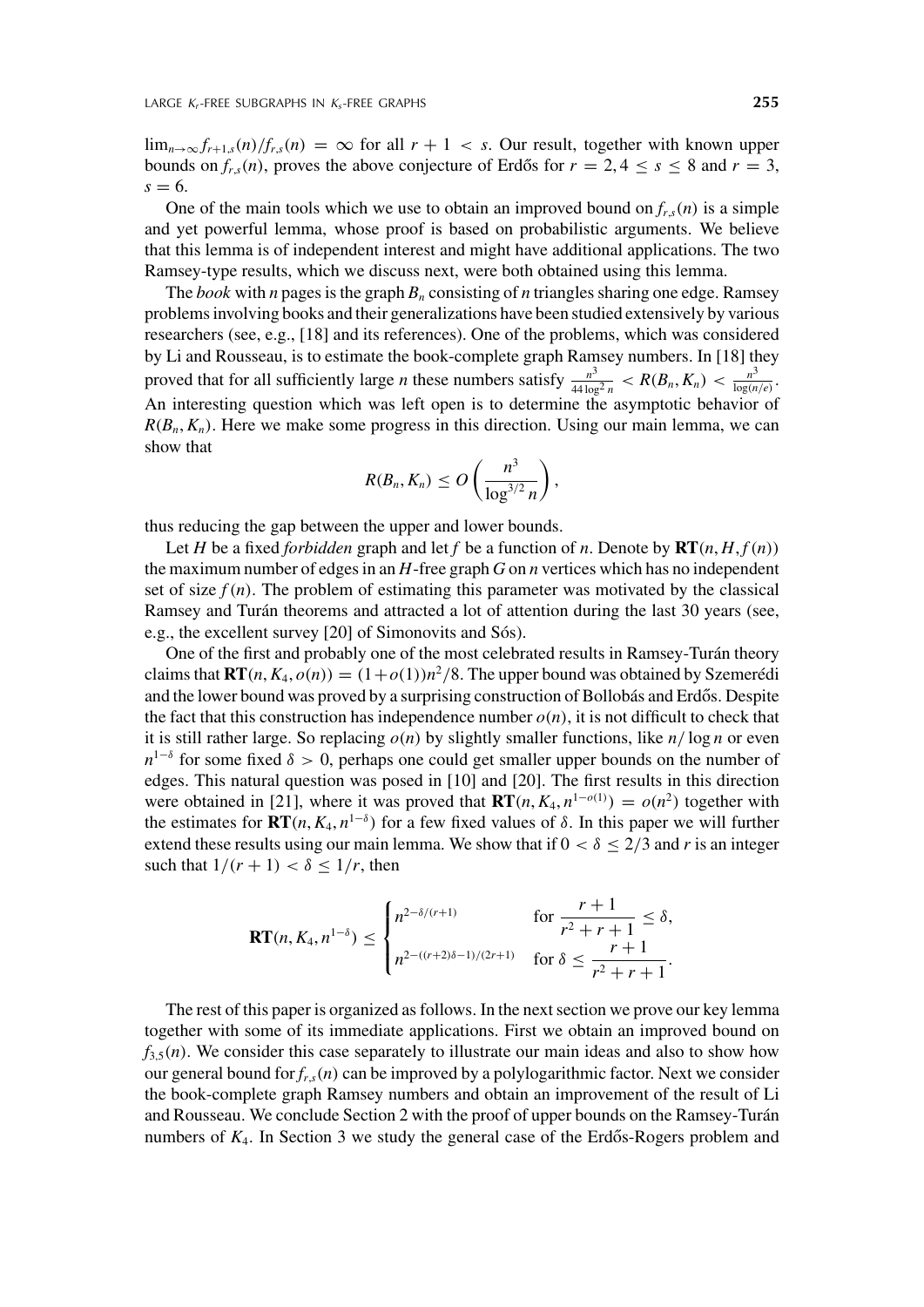$\lim_{n\to\infty} f_{r+1,s}(n)/f_{r,s}(n) = \infty$ for all $r+1 < s$. Our result, together with known upper bounds on $f_{r,s}(n)$, proves the above conjecture of Erdős for $r = 2, 4 \le s \le 8$ and $r = 3$, $s = 6$.

One of the main tools which we use to obtain an improved bound on $f_{r,s}(n)$ is a simple and yet powerful lemma, whose proof is based on probabilistic arguments. We believe that this lemma is of independent interest and might have additional applications. The two Ramsey-type results, which we discuss next, were both obtained using this lemma.

The *book* with $n$ pages is the graph $B_n$ consisting of $n$ triangles sharing one edge. Ramsey problems involving books and their generalizations have been studied extensively by various researchers (see, e.g., [18] and its references). One of the problems, which was considered by Li and Rousseau, is to estimate the book-complete graph Ramsey numbers. In [18] they proved that for all sufficiently large $n$ these numbers satisfy $\frac{n^3}{44\log^2 n} < R(B_n, K_n) < \frac{n^3}{\log(n/e)}$. An interesting question which was left open is to determine the asymptotic behavior of $R(B_n, K_n)$. Here we make some progress in this direction. Using our main lemma, we can show that

$$R(B_n, K_n) \le O\left(\frac{n^3}{\log^{3/2} n}\right),$$

thus reducing the gap between the upper and lower bounds.

Let $H$ be a fixed *forbidden* graph and let $f$ be a function of $n$. Denote by $\mathbf{RT}(n, H, f(n))$ the maximum number of edges in an $H$-free graph $G$ on $n$ vertices which has no independent set of size $f(n)$. The problem of estimating this parameter was motivated by the classical Ramsey and Turán theorems and attracted a lot of attention during the last 30 years (see, e.g., the excellent survey [20] of Simonovits and Sós).

One of the first and probably one of the most celebrated results in Ramsey-Turán theory claims that $\mathbf{RT}(n, K_4, o(n)) = (1+o(1))n^2/8$. The upper bound was obtained by Szemerédi and the lower bound was proved by a surprising construction of Bollobás and Erdős. Despite the fact that this construction has independence number $o(n)$, it is not difficult to check that it is still rather large. So replacing $o(n)$ by slightly smaller functions, like $n/\log n$ or even $n^{1-\delta}$ for some fixed $\delta > 0$, perhaps one could get smaller upper bounds on the number of edges. This natural question was posed in [10] and [20]. The first results in this direction were obtained in [21], where it was proved that $\mathbf{RT}(n, K_4, n^{1-o(1)}) = o(n^2)$ together with the estimates for $\mathbf{RT}(n, K_4, n^{1-\delta})$ for a few fixed values of $\delta$. In this paper we will further extend these results using our main lemma. We show that if $0 < \delta \le 2/3$ and $r$ is an integer such that $1/(r+1) < \delta \le 1/r$, then

$$\mathbf{RT}(n, K_4, n^{1-\delta}) \le \begin{cases} n^{2-\delta/(r+1)} & \text{for } \dfrac{r+1}{r^2+r+1} \le \delta, \\ n^{2-((r+2)\delta-1)/(2r+1)} & \text{for } \delta \le \dfrac{r+1}{r^2+r+1}. \end{cases}$$

The rest of this paper is organized as follows. In the next section we prove our key lemma together with some of its immediate applications. First we obtain an improved bound on $f_{3,5}(n)$. We consider this case separately to illustrate our main ideas and also to show how our general bound for $f_{r,s}(n)$ can be improved by a polylogarithmic factor. Next we consider the book-complete graph Ramsey numbers and obtain an improvement of the result of Li and Rousseau. We conclude Section 2 with the proof of upper bounds on the Ramsey-Turán numbers of $K_4$. In Section 3 we study the general case of the Erdős-Rogers problem and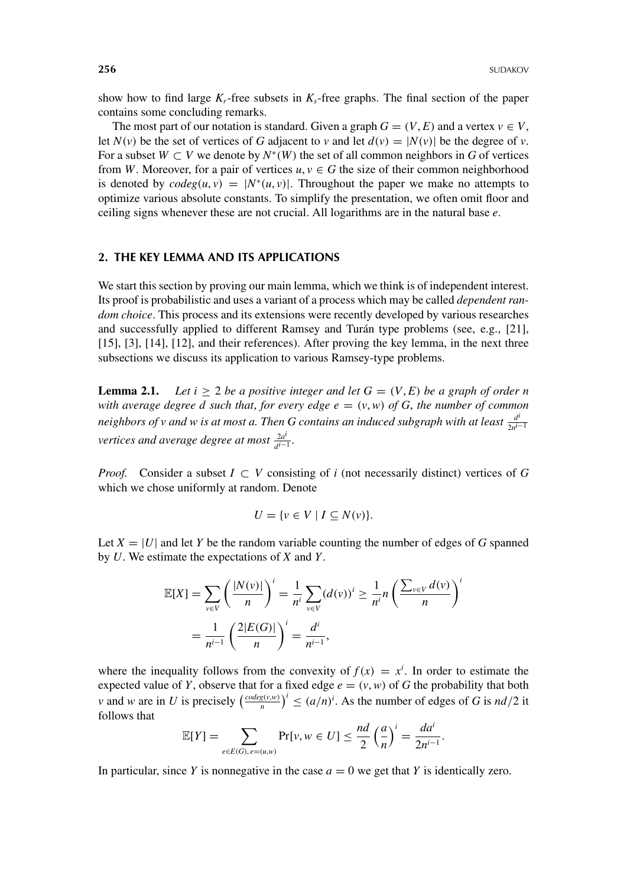show how to find large $K_r$-free subsets in $K_s$-free graphs. The final section of the paper contains some concluding remarks.

The most part of our notation is standard. Given a graph $G = (V, E)$ and a vertex $v \in V$, let $N(v)$ be the set of vertices of $G$ adjacent to $v$ and let $d(v) = |N(v)|$ be the degree of $v$. For a subset $W \subset V$ we denote by $N^*(W)$ the set of all common neighbors in $G$ of vertices from $W$. Moreover, for a pair of vertices $u, v \in G$ the size of their common neighborhood is denoted by $codeg(u, v) = |N^*(u, v)|$. Throughout the paper we make no attempts to optimize various absolute constants. To simplify the presentation, we often omit floor and ceiling signs whenever these are not crucial. All logarithms are in the natural base $e$.

## 2. THE KEY LEMMA AND ITS APPLICATIONS

We start this section by proving our main lemma, which we think is of independent interest. Its proof is probabilistic and uses a variant of a process which may be called *dependent random choice*. This process and its extensions were recently developed by various researches and successfully applied to different Ramsey and Turán type problems (see, e.g., [21], [15], [3], [14], [12], and their references). After proving the key lemma, in the next three subsections we discuss its application to various Ramsey-type problems.

**Lemma 2.1.** *Let $i \geq 2$ be a positive integer and let $G = (V, E)$ be a graph of order $n$ with average degree $d$ such that, for every edge $e = (v, w)$ of $G$, the number of common neighbors of $v$ and $w$ is at most $a$. Then $G$ contains an induced subgraph with at least $\frac{d^i}{2n^{i-1}}$ vertices and average degree at most $\frac{2a^i}{d^{i-1}}$.*

*Proof.* Consider a subset $I \subset V$ consisting of $i$ (not necessarily distinct) vertices of $G$ which we chose uniformly at random. Denote

$$U = \{v \in V \mid I \subseteq N(v)\}.$$

Let $X = |U|$ and let $Y$ be the random variable counting the number of edges of $G$ spanned by $U$. We estimate the expectations of $X$ and $Y$.

$$\mathbb{E}[X] = \sum_{v \in V} \left(\frac{|N(v)|}{n}\right)^i = \frac{1}{n^i} \sum_{v \in V} (d(v))^i \geq \frac{1}{n^i} n \left(\frac{\sum_{v \in V} d(v)}{n}\right)^i$$
$$= \frac{1}{n^{i-1}} \left(\frac{2|E(G)|}{n}\right)^i = \frac{d^i}{n^{i-1}},$$

where the inequality follows from the convexity of $f(x) = x^i$. In order to estimate the expected value of $Y$, observe that for a fixed edge $e = (v, w)$ of $G$ the probability that both $v$ and $w$ are in $U$ is precisely $\left(\frac{codeg(v,w)}{n}\right)^i \leq (a/n)^i$. As the number of edges of $G$ is $nd/2$ it follows that

$$\mathbb{E}[Y] = \sum_{e \in E(G), e=(u,w)} \Pr[v, w \in U] \leq \frac{nd}{2} \left(\frac{a}{n}\right)^i = \frac{da^i}{2n^{i-1}}.$$

In particular, since $Y$ is nonnegative in the case $a = 0$ we get that $Y$ is identically zero.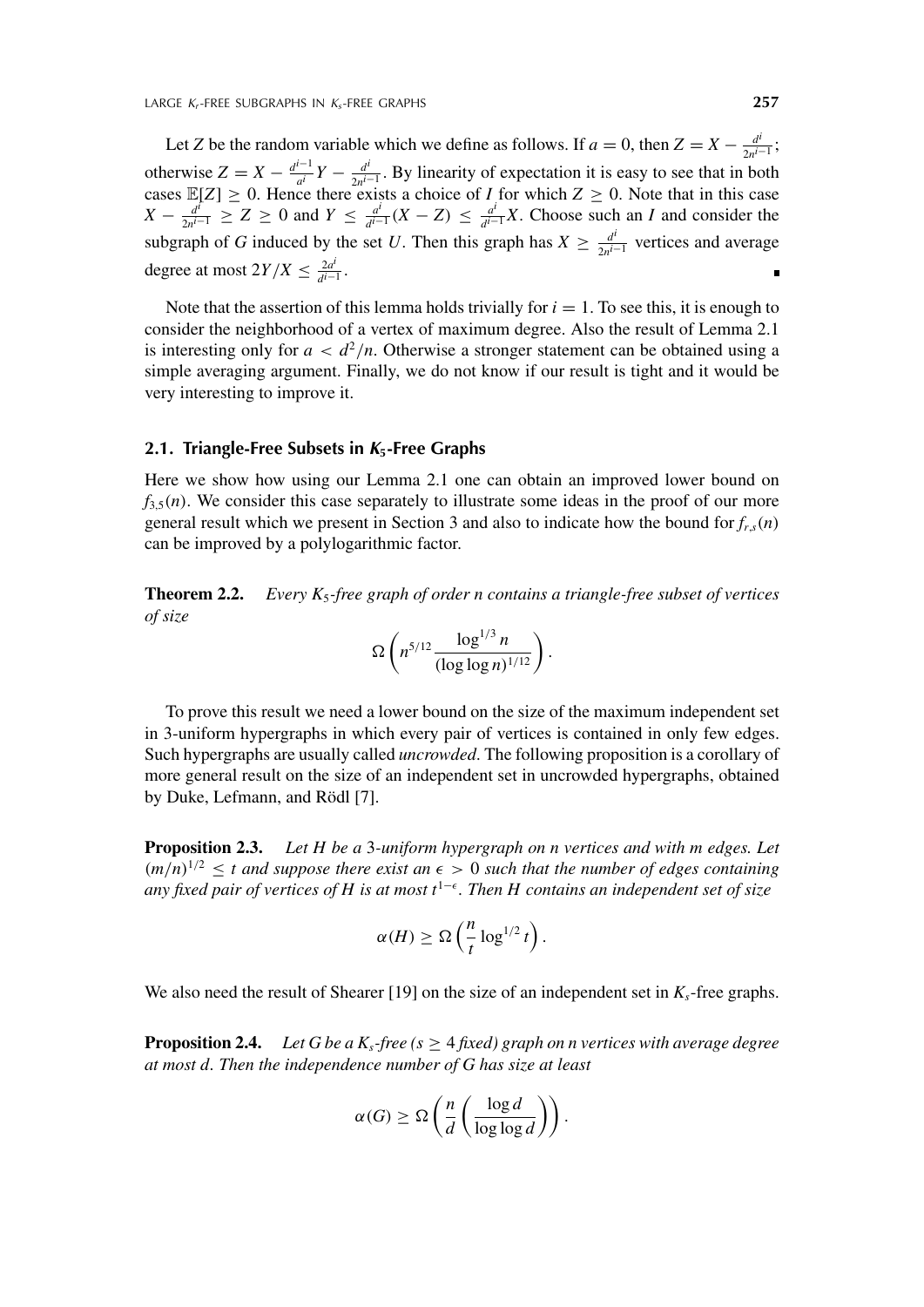Let $Z$ be the random variable which we define as follows. If $a = 0$, then $Z = X - \frac{d^i}{2n^{i-1}}$; otherwise $Z = X - \frac{d^{i-1}}{a^i} Y - \frac{d^i}{2n^{i-1}}$. By linearity of expectation it is easy to see that in both cases $\mathbb{E}[Z] \geq 0$. Hence there exists a choice of $I$ for which $Z \geq 0$. Note that in this case $X - \frac{d^i}{2n^{i-1}} \geq Z \geq 0$ and $Y \leq \frac{a^i}{d^{i-1}}(X - Z) \leq \frac{a^i}{d^{i-1}} X$. Choose such an $I$ and consider the subgraph of $G$ induced by the set $U$. Then this graph has $X \geq \frac{d^i}{2n^{i-1}}$ vertices and average degree at most $2Y/X \leq \frac{2a^i}{d^{i-1}}$. ∎

Note that the assertion of this lemma holds trivially for $i = 1$. To see this, it is enough to consider the neighborhood of a vertex of maximum degree. Also the result of Lemma 2.1 is interesting only for $a < d^2/n$. Otherwise a stronger statement can be obtained using a simple averaging argument. Finally, we do not know if our result is tight and it would be very interesting to improve it.

### 2.1. Triangle-Free Subsets in $K_5$-Free Graphs

Here we show how using our Lemma 2.1 one can obtain an improved lower bound on $f_{3,5}(n)$. We consider this case separately to illustrate some ideas in the proof of our more general result which we present in Section 3 and also to indicate how the bound for $f_{r,s}(n)$ can be improved by a polylogarithmic factor.

**Theorem 2.2.** *Every $K_5$-free graph of order n contains a triangle-free subset of vertices of size*

$$\Omega\left(n^{5/12} \frac{\log^{1/3} n}{(\log \log n)^{1/12}}\right).$$

To prove this result we need a lower bound on the size of the maximum independent set in 3-uniform hypergraphs in which every pair of vertices is contained in only few edges. Such hypergraphs are usually called *uncrowded*. The following proposition is a corollary of more general result on the size of an independent set in uncrowded hypergraphs, obtained by Duke, Lefmann, and Rödl [7].

**Proposition 2.3.** *Let $H$ be a 3-uniform hypergraph on $n$ vertices and with $m$ edges. Let $(m/n)^{1/2} \leq t$ and suppose there exist an $\epsilon > 0$ such that the number of edges containing any fixed pair of vertices of $H$ is at most $t^{1-\epsilon}$. Then $H$ contains an independent set of size*

$$\alpha(H) \geq \Omega\left(\frac{n}{t} \log^{1/2} t\right).$$

We also need the result of Shearer [19] on the size of an independent set in $K_s$-free graphs.

**Proposition 2.4.** *Let $G$ be a $K_s$-free ($s \geq 4$ fixed) graph on $n$ vertices with average degree at most $d$. Then the independence number of $G$ has size at least*

$$\alpha(G) \geq \Omega\left(\frac{n}{d}\left(\frac{\log d}{\log \log d}\right)\right).$$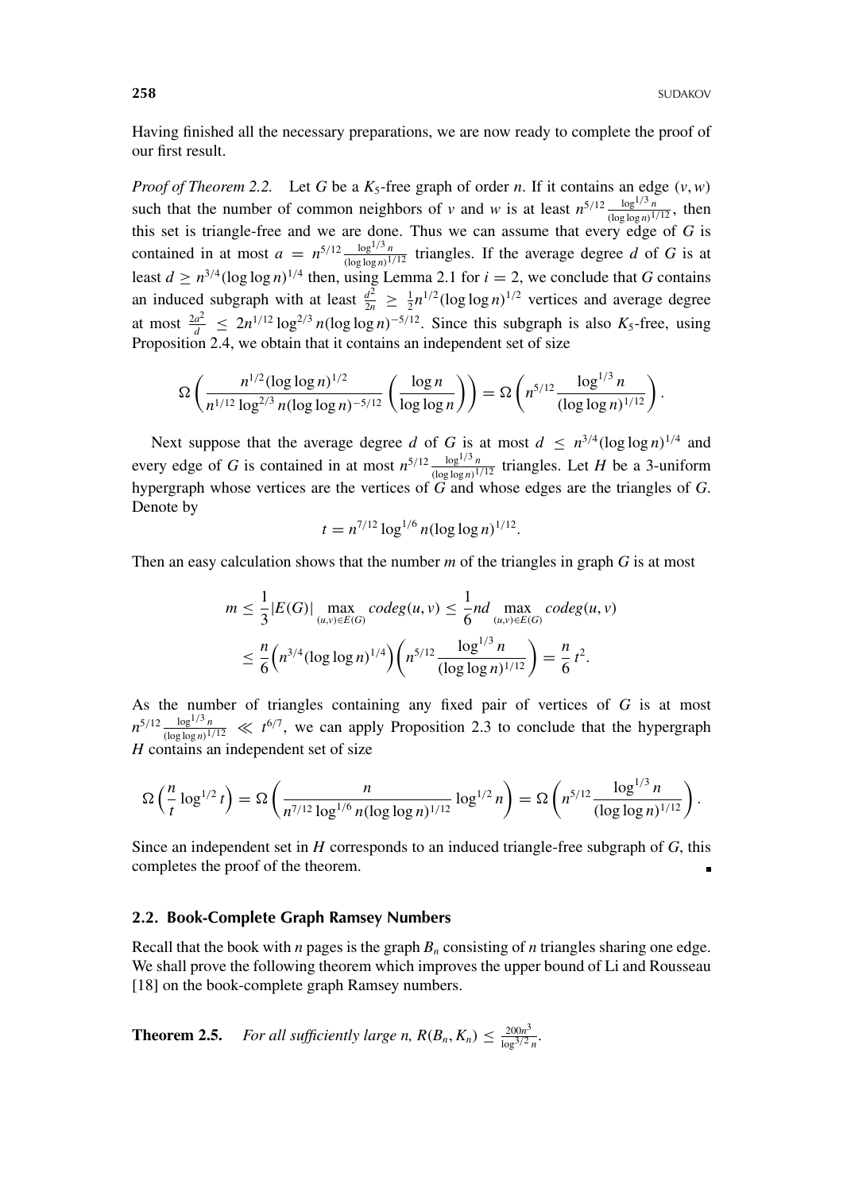Having finished all the necessary preparations, we are now ready to complete the proof of our first result.

*Proof of Theorem 2.2.* Let $G$ be a $K_5$-free graph of order $n$. If it contains an edge $(v, w)$ such that the number of common neighbors of $v$ and $w$ is at least $n^{5/12} \frac{\log^{1/3} n}{(\log\log n)^{1/12}}$, then this set is triangle-free and we are done. Thus we can assume that every edge of $G$ is contained in at most $a = n^{5/12} \frac{\log^{1/3} n}{(\log\log n)^{1/12}}$ triangles. If the average degree $d$ of $G$ is at least $d \geq n^{3/4}(\log\log n)^{1/4}$ then, using Lemma 2.1 for $i = 2$, we conclude that $G$ contains an induced subgraph with at least $\frac{d^2}{2n} \geq \frac{1}{2} n^{1/2}(\log\log n)^{1/2}$ vertices and average degree at most $\frac{2a^2}{d} \leq 2n^{1/12} \log^{2/3} n (\log\log n)^{-5/12}$. Since this subgraph is also $K_5$-free, using Proposition 2.4, we obtain that it contains an independent set of size

$$\Omega\left(\frac{n^{1/2}(\log\log n)^{1/2}}{n^{1/12}\log^{2/3} n(\log\log n)^{-5/12}}\left(\frac{\log n}{\log\log n}\right)\right) = \Omega\left(n^{5/12}\frac{\log^{1/3} n}{(\log\log n)^{1/12}}\right).$$

Next suppose that the average degree $d$ of $G$ is at most $d \leq n^{3/4}(\log\log n)^{1/4}$ and every edge of $G$ is contained in at most $n^{5/12} \frac{\log^{1/3} n}{(\log\log n)^{1/12}}$ triangles. Let $H$ be a 3-uniform hypergraph whose vertices are the vertices of $G$ and whose edges are the triangles of $G$. Denote by

$$t = n^{7/12} \log^{1/6} n (\log\log n)^{1/12}.$$

Then an easy calculation shows that the number $m$ of the triangles in graph $G$ is at most

$$\begin{aligned}
m &\leq \frac{1}{3}|E(G)| \max_{(u,v)\in E(G)} codeg(u, v) \leq \frac{1}{6} nd \max_{(u,v)\in E(G)} codeg(u, v) \\
&\leq \frac{n}{6}\Big(n^{3/4}(\log\log n)^{1/4}\Big)\left(n^{5/12}\frac{\log^{1/3} n}{(\log\log n)^{1/12}}\right) = \frac{n}{6}t^2.
\end{aligned}$$

As the number of triangles containing any fixed pair of vertices of $G$ is at most $n^{5/12} \frac{\log^{1/3} n}{(\log\log n)^{1/12}} \ll t^{6/7}$, we can apply Proposition 2.3 to conclude that the hypergraph $H$ contains an independent set of size

$$\Omega\left(\frac{n}{t}\log^{1/2} t\right) = \Omega\left(\frac{n}{n^{7/12}\log^{1/6} n(\log\log n)^{1/12}}\log^{1/2} n\right) = \Omega\left(n^{5/12}\frac{\log^{1/3} n}{(\log\log n)^{1/12}}\right).$$

Since an independent set in $H$ corresponds to an induced triangle-free subgraph of $G$, this completes the proof of the theorem. ∎

### 2.2. Book-Complete Graph Ramsey Numbers

Recall that the book with $n$ pages is the graph $B_n$ consisting of $n$ triangles sharing one edge. We shall prove the following theorem which improves the upper bound of Li and Rousseau [18] on the book-complete graph Ramsey numbers.

**Theorem 2.5.** *For all sufficiently large $n$, $R(B_n, K_n) \leq \frac{200n^3}{\log^{3/2} n}$.*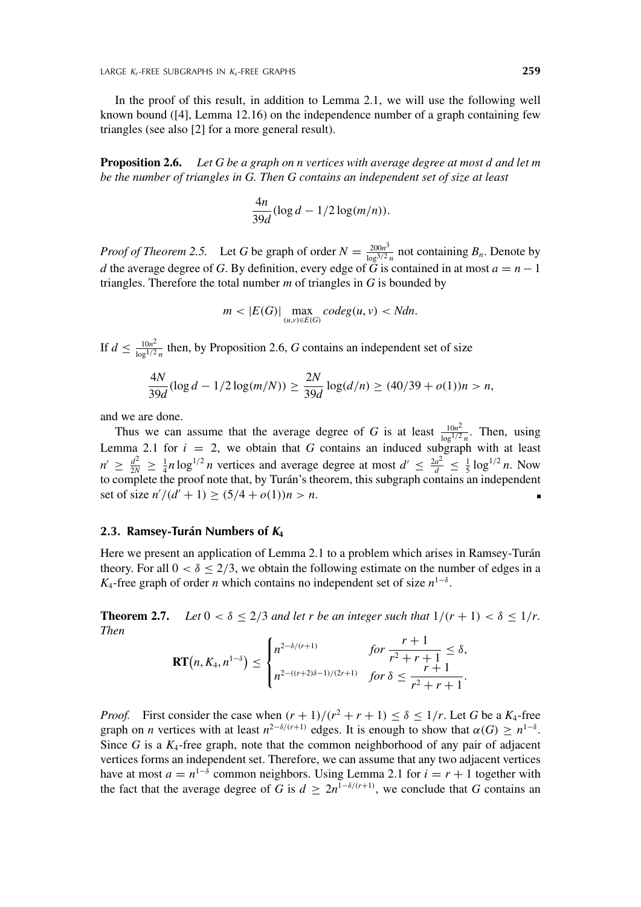In the proof of this result, in addition to Lemma 2.1, we will use the following well known bound ([4], Lemma 12.16) on the independence number of a graph containing few triangles (see also [2] for a more general result).

**Proposition 2.6.** *Let $G$ be a graph on $n$ vertices with average degree at most $d$ and let $m$ be the number of triangles in $G$. Then $G$ contains an independent set of size at least*

$$\frac{4n}{39d}(\log d - 1/2\log(m/n)).$$

*Proof of Theorem 2.5.* Let $G$ be graph of order $N = \frac{200n^3}{\log^{3/2} n}$ not containing $B_n$. Denote by $d$ the average degree of $G$. By definition, every edge of $G$ is contained in at most $a = n-1$ triangles. Therefore the total number $m$ of triangles in $G$ is bounded by

$$m < |E(G)| \max_{(u,v)\in E(G)} codeg(u,v) < Ndn.$$

If $d \le \frac{10n^2}{\log^{1/2} n}$ then, by Proposition 2.6, $G$ contains an independent set of size

$$\frac{4N}{39d}(\log d - 1/2\log(m/N)) \ge \frac{2N}{39d}\log(d/n) \ge (40/39 + o(1))n > n,$$

and we are done.

Thus we can assume that the average degree of $G$ is at least $\frac{10n^2}{\log^{1/2} n}$. Then, using Lemma 2.1 for $i = 2$, we obtain that $G$ contains an induced subgraph with at least $n' \ge \frac{d^2}{2N} \ge \frac{1}{4} n \log^{1/2} n$ vertices and average degree at most $d' \le \frac{2a^2}{d} \le \frac{1}{5}\log^{1/2} n$. Now to complete the proof note that, by Turán's theorem, this subgraph contains an independent set of size $n'/(d'+1) \ge (5/4 + o(1))n > n$. ∎

### 2.3. Ramsey-Turán Numbers of $K_4$

Here we present an application of Lemma 2.1 to a problem which arises in Ramsey-Turán theory. For all $0 < \delta \le 2/3$, we obtain the following estimate on the number of edges in a $K_4$-free graph of order $n$ which contains no independent set of size $n^{1-\delta}$.

**Theorem 2.7.** *Let $0 < \delta \le 2/3$ and let $r$ be an integer such that $1/(r+1) < \delta \le 1/r$. Then*

$$\mathbf{RT}\big(n, K_4, n^{1-\delta}\big) \le \begin{cases} n^{2-\delta/(r+1)} & \text{for } \dfrac{r+1}{r^2+r+1} \le \delta, \\ n^{2-((r+2)\delta-1)/(2r+1)} & \text{for } \delta \le \dfrac{r+1}{r^2+r+1}. \end{cases}$$

*Proof.* First consider the case when $(r+1)/(r^2+r+1) \le \delta \le 1/r$. Let $G$ be a $K_4$-free graph on $n$ vertices with at least $n^{2-\delta/(r+1)}$ edges. It is enough to show that $\alpha(G) \ge n^{1-\delta}$. Since $G$ is a $K_4$-free graph, note that the common neighborhood of any pair of adjacent vertices forms an independent set. Therefore, we can assume that any two adjacent vertices have at most $a = n^{1-\delta}$ common neighbors. Using Lemma 2.1 for $i = r+1$ together with the fact that the average degree of $G$ is $d \ge 2n^{1-\delta/(r+1)}$, we conclude that $G$ contains an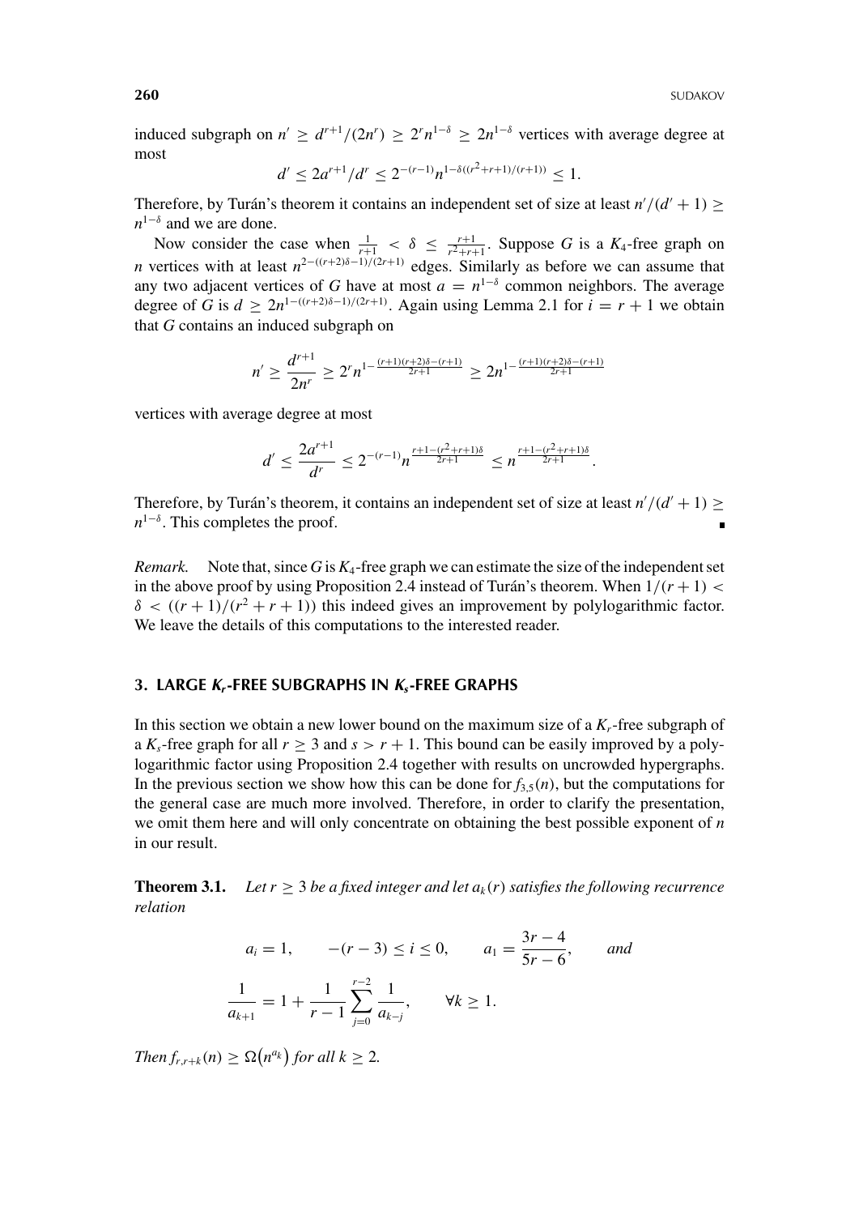induced subgraph on $n' \geq d^{r+1}/(2n^r) \geq 2^r n^{1-\delta} \geq 2n^{1-\delta}$ vertices with average degree at most

$$d' \leq 2a^{r+1}/d^r \leq 2^{-(r-1)} n^{1-\delta((r^2+r+1)/(r+1))} \leq 1.$$

Therefore, by Turán's theorem it contains an independent set of size at least $n'/(d'+1) \geq n^{1-\delta}$ and we are done.

Now consider the case when $\frac{1}{r+1} < \delta \leq \frac{r+1}{r^2+r+1}$. Suppose $G$ is a $K_4$-free graph on $n$ vertices with at least $n^{2-((r+2)\delta-1)/(2r+1)}$ edges. Similarly as before we can assume that any two adjacent vertices of $G$ have at most $a = n^{1-\delta}$ common neighbors. The average degree of $G$ is $d \geq 2n^{1-((r+2)\delta-1)/(2r+1)}$. Again using Lemma 2.1 for $i = r+1$ we obtain that $G$ contains an induced subgraph on

$$n' \geq \frac{d^{r+1}}{2n^r} \geq 2^r n^{1-\frac{(r+1)(r+2)\delta-(r+1)}{2r+1}} \geq 2n^{1-\frac{(r+1)(r+2)\delta-(r+1)}{2r+1}}$$

vertices with average degree at most

$$d' \leq \frac{2a^{r+1}}{d^r} \leq 2^{-(r-1)} n^{\frac{r+1-(r^2+r+1)\delta}{2r+1}} \leq n^{\frac{r+1-(r^2+r+1)\delta}{2r+1}}.$$

Therefore, by Turán's theorem, it contains an independent set of size at least $n'/(d'+1) \geq n^{1-\delta}$. This completes the proof. ∎

*Remark.* Note that, since $G$ is $K_4$-free graph we can estimate the size of the independent set in the above proof by using Proposition 2.4 instead of Turán's theorem. When $1/(r+1) < \delta < ((r+1)/(r^2+r+1))$ this indeed gives an improvement by polylogarithmic factor. We leave the details of this computations to the interested reader.

## 3. LARGE $K_r$-FREE SUBGRAPHS IN $K_s$-FREE GRAPHS

In this section we obtain a new lower bound on the maximum size of a $K_r$-free subgraph of a $K_s$-free graph for all $r \geq 3$ and $s > r+1$. This bound can be easily improved by a polylogarithmic factor using Proposition 2.4 together with results on uncrowded hypergraphs. In the previous section we show how this can be done for $f_{3,5}(n)$, but the computations for the general case are much more involved. Therefore, in order to clarify the presentation, we omit them here and will only concentrate on obtaining the best possible exponent of $n$ in our result.

**Theorem 3.1.** *Let $r \geq 3$ be a fixed integer and let $a_k(r)$ satisfies the following recurrence relation*

$$a_i = 1, \qquad -(r-3) \leq i \leq 0, \qquad a_1 = \frac{3r-4}{5r-6}, \qquad and$$

$$\frac{1}{a_{k+1}} = 1 + \frac{1}{r-1} \sum_{j=0}^{r-2} \frac{1}{a_{k-j}}, \qquad \forall k \geq 1.$$

*Then $f_{r,r+k}(n) \geq \Omega\big(n^{a_k}\big)$ for all $k \geq 2$.*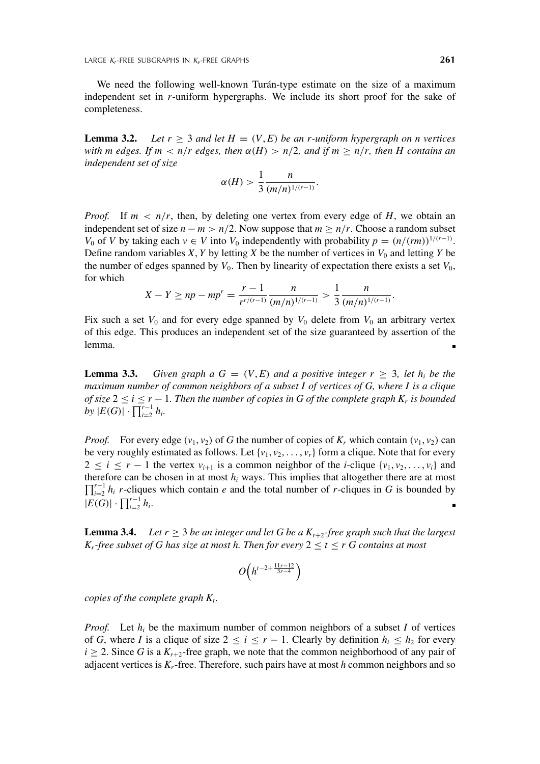We need the following well-known Turán-type estimate on the size of a maximum independent set in $r$-uniform hypergraphs. We include its short proof for the sake of completeness.

**Lemma 3.2.** *Let $r \geq 3$ and let $H = (V, E)$ be an $r$-uniform hypergraph on $n$ vertices with $m$ edges. If $m < n/r$ edges, then $\alpha(H) > n/2$, and if $m \geq n/r$, then $H$ contains an independent set of size*

$$\alpha(H) > \frac{1}{3} \frac{n}{(m/n)^{1/(r-1)}}.$$

*Proof.* If $m < n/r$, then, by deleting one vertex from every edge of $H$, we obtain an independent set of size $n - m > n/2$. Now suppose that $m \geq n/r$. Choose a random subset $V_0$ of $V$ by taking each $v \in V$ into $V_0$ independently with probability $p = (n/(rm))^{1/(r-1)}$. Define random variables $X, Y$ by letting $X$ be the number of vertices in $V_0$ and letting $Y$ be the number of edges spanned by $V_0$. Then by linearity of expectation there exists a set $V_0$, for which

$$X - Y \geq np - mp^r = \frac{r-1}{r^{r/(r-1)}} \frac{n}{(m/n)^{1/(r-1)}} > \frac{1}{3} \frac{n}{(m/n)^{1/(r-1)}}.$$

Fix such a set $V_0$ and for every edge spanned by $V_0$ delete from $V_0$ an arbitrary vertex of this edge. This produces an independent set of the size guaranteed by assertion of the lemma. ∎

**Lemma 3.3.** *Given graph a $G = (V, E)$ and a positive integer $r \geq 3$, let $h_i$ be the maximum number of common neighbors of a subset $I$ of vertices of $G$, where $I$ is a clique of size $2 \leq i \leq r-1$. Then the number of copies in $G$ of the complete graph $K_r$ is bounded by $|E(G)| \cdot \prod_{i=2}^{r-1} h_i$.*

*Proof.* For every edge $(v_1, v_2)$ of $G$ the number of copies of $K_r$ which contain $(v_1, v_2)$ can be very roughly estimated as follows. Let $\{v_1, v_2, \ldots, v_r\}$ form a clique. Note that for every $2 \leq i \leq r-1$ the vertex $v_{i+1}$ is a common neighbor of the $i$-clique $\{v_1, v_2, \ldots, v_i\}$ and therefore can be chosen in at most $h_i$ ways. This implies that altogether there are at most $\prod_{i=2}^{r-1} h_i$ $r$-cliques which contain $e$ and the total number of $r$-cliques in $G$ is bounded by $|E(G)| \cdot \prod_{i=2}^{r-1} h_i$. ∎

**Lemma 3.4.** *Let $r \geq 3$ be an integer and let $G$ be a $K_{r+2}$-free graph such that the largest $K_r$-free subset of $G$ has size at most $h$. Then for every $2 \leq t \leq r$ $G$ contains at most*

$$O\left(h^{t-2+\frac{11r-12}{3r-4}}\right)$$

*copies of the complete graph $K_t$.*

*Proof.* Let $h_i$ be the maximum number of common neighbors of a subset $I$ of vertices of $G$, where $I$ is a clique of size $2 \leq i \leq r-1$. Clearly by definition $h_i \leq h_2$ for every $i \geq 2$. Since $G$ is a $K_{r+2}$-free graph, we note that the common neighborhood of any pair of adjacent vertices is $K_r$-free. Therefore, such pairs have at most $h$ common neighbors and so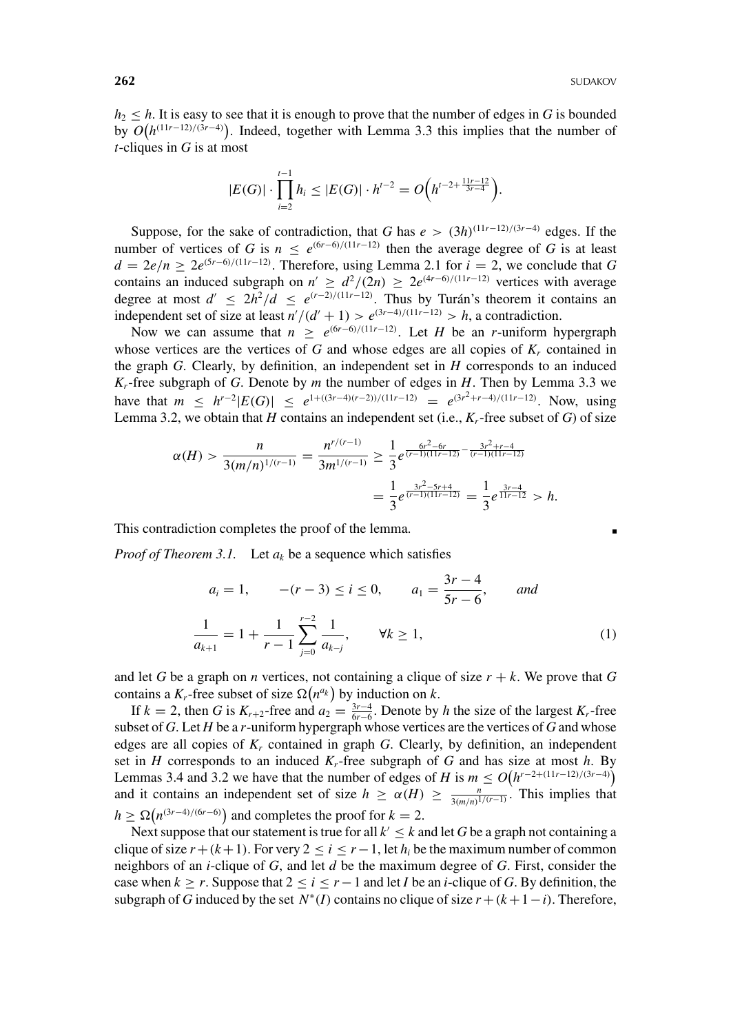$h_2 \leq h$. It is easy to see that it is enough to prove that the number of edges in $G$ is bounded by $O\big(h^{(11r-12)/(3r-4)}\big)$. Indeed, together with Lemma 3.3 this implies that the number of $t$-cliques in $G$ is at most

$$|E(G)| \cdot \prod_{i=2}^{t-1} h_i \leq |E(G)| \cdot h^{t-2} = O\Big(h^{t-2+\frac{11r-12}{3r-4}}\Big).$$

Suppose, for the sake of contradiction, that $G$ has $e > (3h)^{(11r-12)/(3r-4)}$ edges. If the number of vertices of $G$ is $n \leq e^{(6r-6)/(11r-12)}$ then the average degree of $G$ is at least $d = 2e/n \geq 2e^{(5r-6)/(11r-12)}$. Therefore, using Lemma 2.1 for $i = 2$, we conclude that $G$ contains an induced subgraph on $n' \geq d^2/(2n) \geq 2e^{(4r-6)/(11r-12)}$ vertices with average degree at most $d' \leq 2h^2/d \leq e^{(r-2)/(11r-12)}$. Thus by Turán's theorem it contains an independent set of size at least $n'/(d'+1) > e^{(3r-4)/(11r-12)} > h$, a contradiction.

Now we can assume that $n \geq e^{(6r-6)/(11r-12)}$. Let $H$ be an $r$-uniform hypergraph whose vertices are the vertices of $G$ and whose edges are all copies of $K_r$ contained in the graph $G$. Clearly, by definition, an independent set in $H$ corresponds to an induced $K_r$-free subgraph of $G$. Denote by $m$ the number of edges in $H$. Then by Lemma 3.3 we have that $m \leq h^{r-2}|E(G)| \leq e^{1+((3r-4)(r-2))/(11r-12)} = e^{(3r^2+r-4)/(11r-12)}$. Now, using Lemma 3.2, we obtain that $H$ contains an independent set (i.e., $K_r$-free subset of $G$) of size

$$\begin{aligned}\alpha(H) > \frac{n}{3(m/n)^{1/(r-1)}} = \frac{n^{r/(r-1)}}{3m^{1/(r-1)}} &\geq \frac{1}{3}e^{\frac{6r^2-6r}{(r-1)(11r-12)}-\frac{3r^2+r-4}{(r-1)(11r-12)}}\\ &= \frac{1}{3}e^{\frac{3r^2-5r+4}{(r-1)(11r-12)}} = \frac{1}{3}e^{\frac{3r-4}{11r-12}} > h.\end{aligned}$$

This contradiction completes the proof of the lemma. ∎

*Proof of Theorem 3.1.* Let $a_k$ be a sequence which satisfies

$$a_i = 1, \qquad -(r-3) \leq i \leq 0, \qquad a_1 = \frac{3r-4}{5r-6}, \qquad \textit{and}$$

$$\frac{1}{a_{k+1}} = 1 + \frac{1}{r-1}\sum_{j=0}^{r-2}\frac{1}{a_{k-j}}, \qquad \forall k \geq 1, \tag{1}$$

and let $G$ be a graph on $n$ vertices, not containing a clique of size $r+k$. We prove that $G$ contains a $K_r$-free subset of size $\Omega\big(n^{a_k}\big)$ by induction on $k$.

If $k = 2$, then $G$ is $K_{r+2}$-free and $a_2 = \frac{3r-4}{6r-6}$. Denote by $h$ the size of the largest $K_r$-free subset of $G$. Let $H$ be a $r$-uniform hypergraph whose vertices are the vertices of $G$ and whose edges are all copies of $K_r$ contained in graph $G$. Clearly, by definition, an independent set in $H$ corresponds to an induced $K_r$-free subgraph of $G$ and has size at most $h$. By Lemmas 3.4 and 3.2 we have that the number of edges of $H$ is $m \leq O\big(h^{r-2+(11r-12)/(3r-4)}\big)$ and it contains an independent set of size $h \geq \alpha(H) \geq \frac{n}{3(m/n)^{1/(r-1)}}$. This implies that $h \geq \Omega\big(n^{(3r-4)/(6r-6)}\big)$ and completes the proof for $k = 2$.

Next suppose that our statement is true for all $k' \leq k$ and let $G$ be a graph not containing a clique of size $r+(k+1)$. For very $2 \leq i \leq r-1$, let $h_i$ be the maximum number of common neighbors of an $i$-clique of $G$, and let $d$ be the maximum degree of $G$. First, consider the case when $k \geq r$. Suppose that $2 \leq i \leq r-1$ and let $I$ be an $i$-clique of $G$. By definition, the subgraph of $G$ induced by the set $N^*(I)$ contains no clique of size $r+(k+1-i)$. Therefore,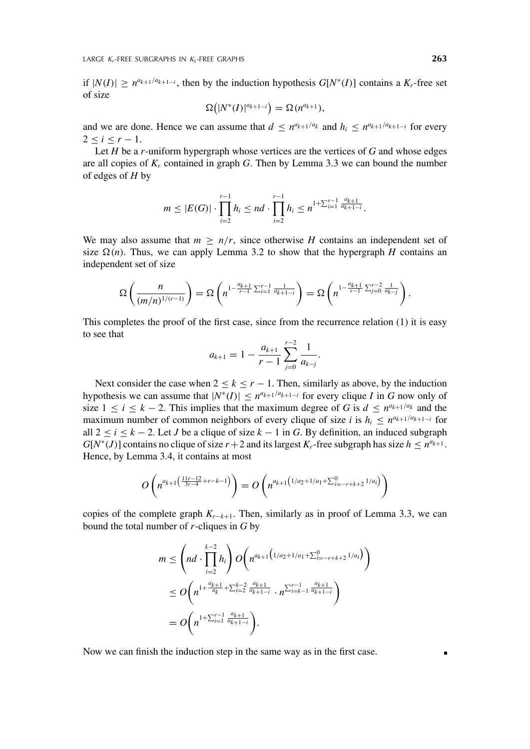if $|N(I)| \geq n^{a_{k+1}/a_{k+1-i}}$, then by the induction hypothesis $G[N^*(I)]$ contains a $K_r$-free set of size

$$\Omega\big(|N^*(I)|^{a_{k+1-i}}\big) = \Omega(n^{a_{k+1}}),$$

and we are done. Hence we can assume that $d \leq n^{a_{k+1}/a_k}$ and $h_i \leq n^{a_{k+1}/a_{k+1-i}}$ for every $2 \leq i \leq r-1$.

Let $H$ be a $r$-uniform hypergraph whose vertices are the vertices of $G$ and whose edges are all copies of $K_r$ contained in graph $G$. Then by Lemma 3.3 we can bound the number of edges of $H$ by

$$m \leq |E(G)| \cdot \prod_{i=2}^{r-1} h_i \leq nd \cdot \prod_{i=2}^{r-1} h_i \leq n^{1+\sum_{i=1}^{r-1} \frac{a_{k+1}}{a_{k+1-i}}}.$$

We may also assume that $m \geq n/r$, since otherwise $H$ contains an independent set of size $\Omega(n)$. Thus, we can apply Lemma 3.2 to show that the hypergraph $H$ contains an independent set of size

$$\Omega\left(\frac{n}{(m/n)^{1/(r-1)}}\right) = \Omega\left(n^{1-\frac{a_{k+1}}{r-1}\sum_{i=1}^{r-1}\frac{1}{a_{k+1-i}}}\right) = \Omega\left(n^{1-\frac{a_{k+1}}{r-1}\sum_{j=0}^{r-2}\frac{1}{a_{k-j}}}\right).$$

This completes the proof of the first case, since from the recurrence relation (1) it is easy to see that

$$a_{k+1} = 1 - \frac{a_{k+1}}{r-1}\sum_{j=0}^{r-2}\frac{1}{a_{k-j}}.$$

Next consider the case when $2 \leq k \leq r-1$. Then, similarly as above, by the induction hypothesis we can assume that $|N^*(I)| \leq n^{a_{k+1}/a_{k+1-i}}$ for every clique $I$ in $G$ now only of size $1 \leq i \leq k-2$. This implies that the maximum degree of $G$ is $d \leq n^{a_{k+1}/a_k}$ and the maximum number of common neighbors of every clique of size $i$ is $h_i \leq n^{a_{k+1}/a_{k+1-i}}$ for all $2 \leq i \leq k-2$. Let $J$ be a clique of size $k-1$ in $G$. By definition, an induced subgraph $G[N^*(J)]$ contains no clique of size $r+2$ and its largest $K_r$-free subgraph has size $h \leq n^{a_{k+1}}$. Hence, by Lemma 3.4, it contains at most

$$O\left(n^{a_{k+1}\left(\frac{11r-12}{3r-4}+r-k-1\right)}\right) = O\left(n^{a_{k+1}\left(1/a_2+1/a_1+\sum_{i=-r+k+2}^{0} 1/a_i\right)}\right)$$

copies of the complete graph $K_{r-k+1}$. Then, similarly as in proof of Lemma 3.3, we can bound the total number of $r$-cliques in $G$ by

$$\begin{aligned}
m &\leq \left(nd \cdot \prod_{i=2}^{k-2} h_i\right) O\left(n^{a_{k+1}\left(1/a_2+1/a_1+\sum_{i=-r+k+2}^{0} 1/a_i\right)}\right) \\
&\leq O\left(n^{1+\frac{a_{k+1}}{a_k}+\sum_{i=2}^{k-2}\frac{a_{k+1}}{a_{k+1-i}}} \cdot n^{\sum_{i=k-1}^{r-1}\frac{a_{k+1}}{a_{k+1-i}}}\right) \\
&= O\left(n^{1+\sum_{i=1}^{r-1}\frac{a_{k+1}}{a_{k+1-i}}}\right).
\end{aligned}$$

Now we can finish the induction step in the same way as in the first case. ∎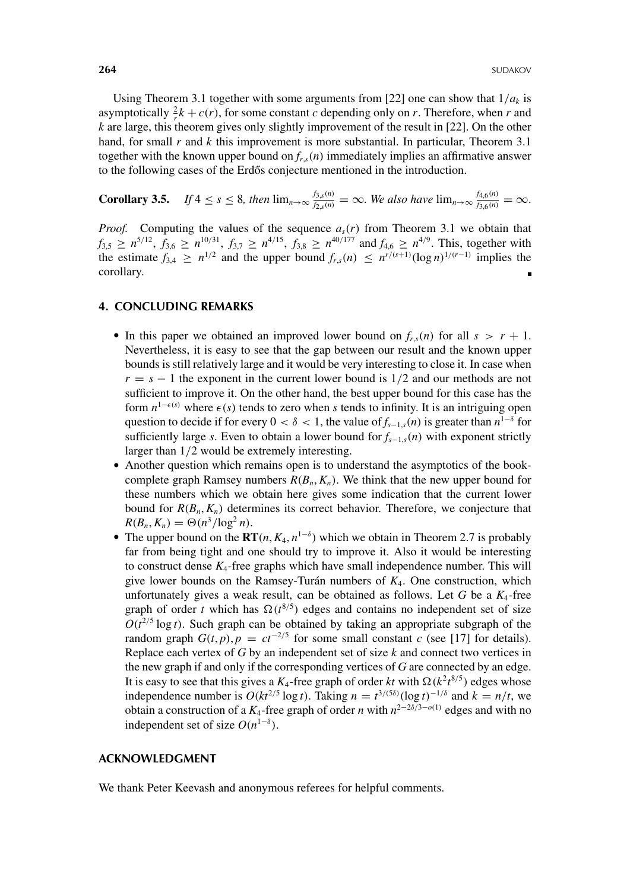Using Theorem 3.1 together with some arguments from [22] one can show that $1/a_k$ is asymptotically $\frac{2}{r}k + c(r)$, for some constant $c$ depending only on $r$. Therefore, when $r$ and $k$ are large, this theorem gives only slightly improvement of the result in [22]. On the other hand, for small $r$ and $k$ this improvement is more substantial. In particular, Theorem 3.1 together with the known upper bound on $f_{r,s}(n)$ immediately implies an affirmative answer to the following cases of the Erdős conjecture mentioned in the introduction.

**Corollary 3.5.** *If $4 \leq s \leq 8$, then $\lim_{n\to\infty} \frac{f_{3,s}(n)}{f_{2,s}(n)} = \infty$. We also have $\lim_{n\to\infty} \frac{f_{4,6}(n)}{f_{3,6}(n)} = \infty$.*

*Proof.* Computing the values of the sequence $a_s(r)$ from Theorem 3.1 we obtain that $f_{3,5} \geq n^{5/12}$, $f_{3,6} \geq n^{10/31}$, $f_{3,7} \geq n^{4/15}$, $f_{3,8} \geq n^{40/177}$ and $f_{4,6} \geq n^{4/9}$. This, together with the estimate $f_{3,4} \geq n^{1/2}$ and the upper bound $f_{r,s}(n) \leq n^{r/(s+1)}(\log n)^{1/(r-1)}$ implies the corollary. ∎

## 4. CONCLUDING REMARKS

- In this paper we obtained an improved lower bound on $f_{r,s}(n)$ for all $s > r + 1$. Nevertheless, it is easy to see that the gap between our result and the known upper bounds is still relatively large and it would be very interesting to close it. In case when $r = s - 1$ the exponent in the current lower bound is $1/2$ and our methods are not sufficient to improve it. On the other hand, the best upper bound for this case has the form $n^{1-\epsilon(s)}$ where $\epsilon(s)$ tends to zero when $s$ tends to infinity. It is an intriguing open question to decide if for every $0 < \delta < 1$, the value of $f_{s-1,s}(n)$ is greater than $n^{1-\delta}$ for sufficiently large $s$. Even to obtain a lower bound for $f_{s-1,s}(n)$ with exponent strictly larger than $1/2$ would be extremely interesting.
- Another question which remains open is to understand the asymptotics of the book-complete graph Ramsey numbers $R(B_n, K_n)$. We think that the new upper bound for these numbers which we obtain here gives some indication that the current lower bound for $R(B_n, K_n)$ determines its correct behavior. Therefore, we conjecture that $R(B_n, K_n) = \Theta(n^3/\log^2 n)$.
- The upper bound on the $\mathbf{RT}(n, K_4, n^{1-\delta})$ which we obtain in Theorem 2.7 is probably far from being tight and one should try to improve it. Also it would be interesting to construct dense $K_4$-free graphs which have small independence number. This will give lower bounds on the Ramsey-Turán numbers of $K_4$. One construction, which unfortunately gives a weak result, can be obtained as follows. Let $G$ be a $K_4$-free graph of order $t$ which has $\Omega(t^{8/5})$ edges and contains no independent set of size $O(t^{2/5}\log t)$. Such graph can be obtained by taking an appropriate subgraph of the random graph $G(t, p), p = ct^{-2/5}$ for some small constant $c$ (see [17] for details). Replace each vertex of $G$ by an independent set of size $k$ and connect two vertices in the new graph if and only if the corresponding vertices of $G$ are connected by an edge. It is easy to see that this gives a $K_4$-free graph of order $kt$ with $\Omega(k^2t^{8/5})$ edges whose independence number is $O(kt^{2/5}\log t)$. Taking $n = t^{3/(5\delta)}(\log t)^{-1/\delta}$ and $k = n/t$, we obtain a construction of a $K_4$-free graph of order $n$ with $n^{2-2\delta/3-o(1)}$ edges and with no independent set of size $O(n^{1-\delta})$.

## ACKNOWLEDGMENT

We thank Peter Keevash and anonymous referees for helpful comments.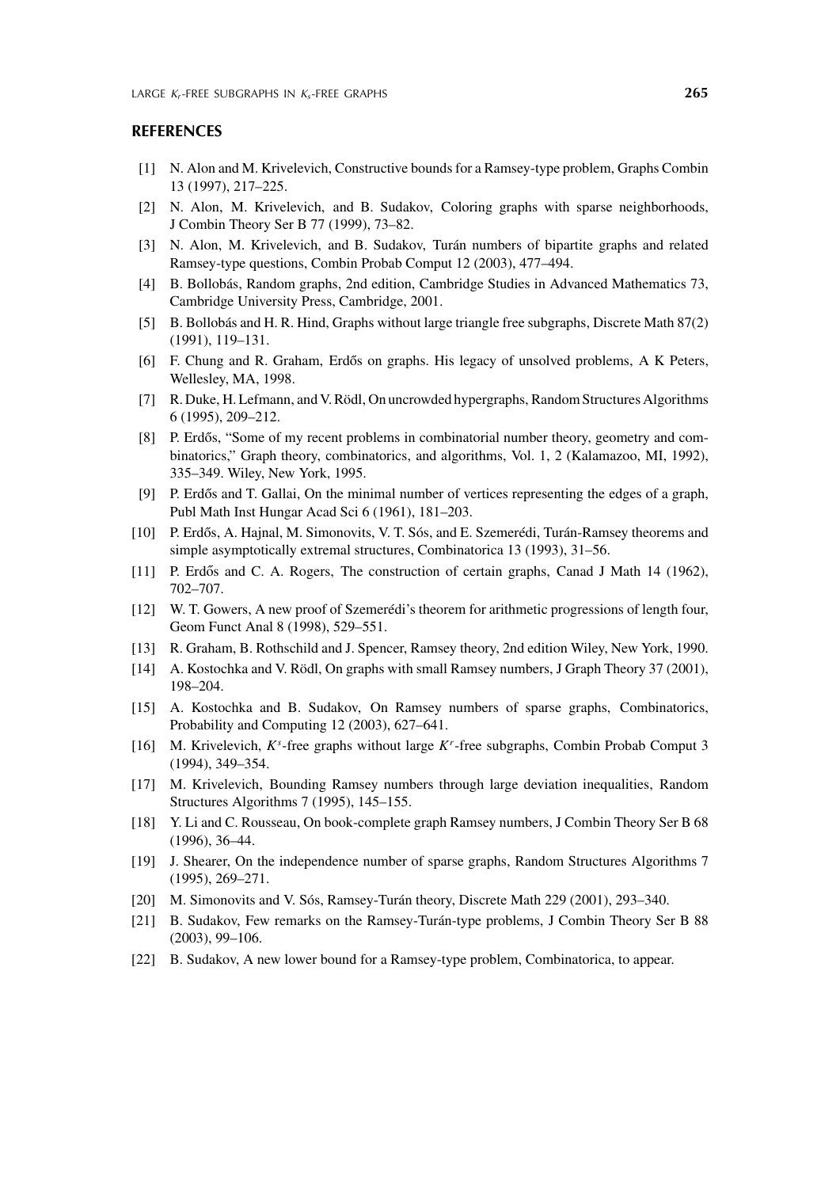## REFERENCES

[1] N. Alon and M. Krivelevich, Constructive bounds for a Ramsey-type problem, Graphs Combin 13 (1997), 217–225.

[2] N. Alon, M. Krivelevich, and B. Sudakov, Coloring graphs with sparse neighborhoods, J Combin Theory Ser B 77 (1999), 73–82.

[3] N. Alon, M. Krivelevich, and B. Sudakov, Turán numbers of bipartite graphs and related Ramsey-type questions, Combin Probab Comput 12 (2003), 477–494.

[4] B. Bollobás, Random graphs, 2nd edition, Cambridge Studies in Advanced Mathematics 73, Cambridge University Press, Cambridge, 2001.

[5] B. Bollobás and H. R. Hind, Graphs without large triangle free subgraphs, Discrete Math 87(2) (1991), 119–131.

[6] F. Chung and R. Graham, Erdős on graphs. His legacy of unsolved problems, A K Peters, Wellesley, MA, 1998.

[7] R. Duke, H. Lefmann, and V. Rödl, On uncrowded hypergraphs, Random Structures Algorithms 6 (1995), 209–212.

[8] P. Erdős, "Some of my recent problems in combinatorial number theory, geometry and combinatorics," Graph theory, combinatorics, and algorithms, Vol. 1, 2 (Kalamazoo, MI, 1992), 335–349. Wiley, New York, 1995.

[9] P. Erdős and T. Gallai, On the minimal number of vertices representing the edges of a graph, Publ Math Inst Hungar Acad Sci 6 (1961), 181–203.

[10] P. Erdős, A. Hajnal, M. Simonovits, V. T. Sós, and E. Szemerédi, Turán-Ramsey theorems and simple asymptotically extremal structures, Combinatorica 13 (1993), 31–56.

[11] P. Erdős and C. A. Rogers, The construction of certain graphs, Canad J Math 14 (1962), 702–707.

[12] W. T. Gowers, A new proof of Szemerédi's theorem for arithmetic progressions of length four, Geom Funct Anal 8 (1998), 529–551.

[13] R. Graham, B. Rothschild and J. Spencer, Ramsey theory, 2nd edition Wiley, New York, 1990.

[14] A. Kostochka and V. Rödl, On graphs with small Ramsey numbers, J Graph Theory 37 (2001), 198–204.

[15] A. Kostochka and B. Sudakov, On Ramsey numbers of sparse graphs, Combinatorics, Probability and Computing 12 (2003), 627–641.

[16] M. Krivelevich, $K^s$-free graphs without large $K^r$-free subgraphs, Combin Probab Comput 3 (1994), 349–354.

[17] M. Krivelevich, Bounding Ramsey numbers through large deviation inequalities, Random Structures Algorithms 7 (1995), 145–155.

[18] Y. Li and C. Rousseau, On book-complete graph Ramsey numbers, J Combin Theory Ser B 68 (1996), 36–44.

[19] J. Shearer, On the independence number of sparse graphs, Random Structures Algorithms 7 (1995), 269–271.

[20] M. Simonovits and V. Sós, Ramsey-Turán theory, Discrete Math 229 (2001), 293–340.

[21] B. Sudakov, Few remarks on the Ramsey-Turán-type problems, J Combin Theory Ser B 88 (2003), 99–106.

[22] B. Sudakov, A new lower bound for a Ramsey-type problem, Combinatorica, to appear.